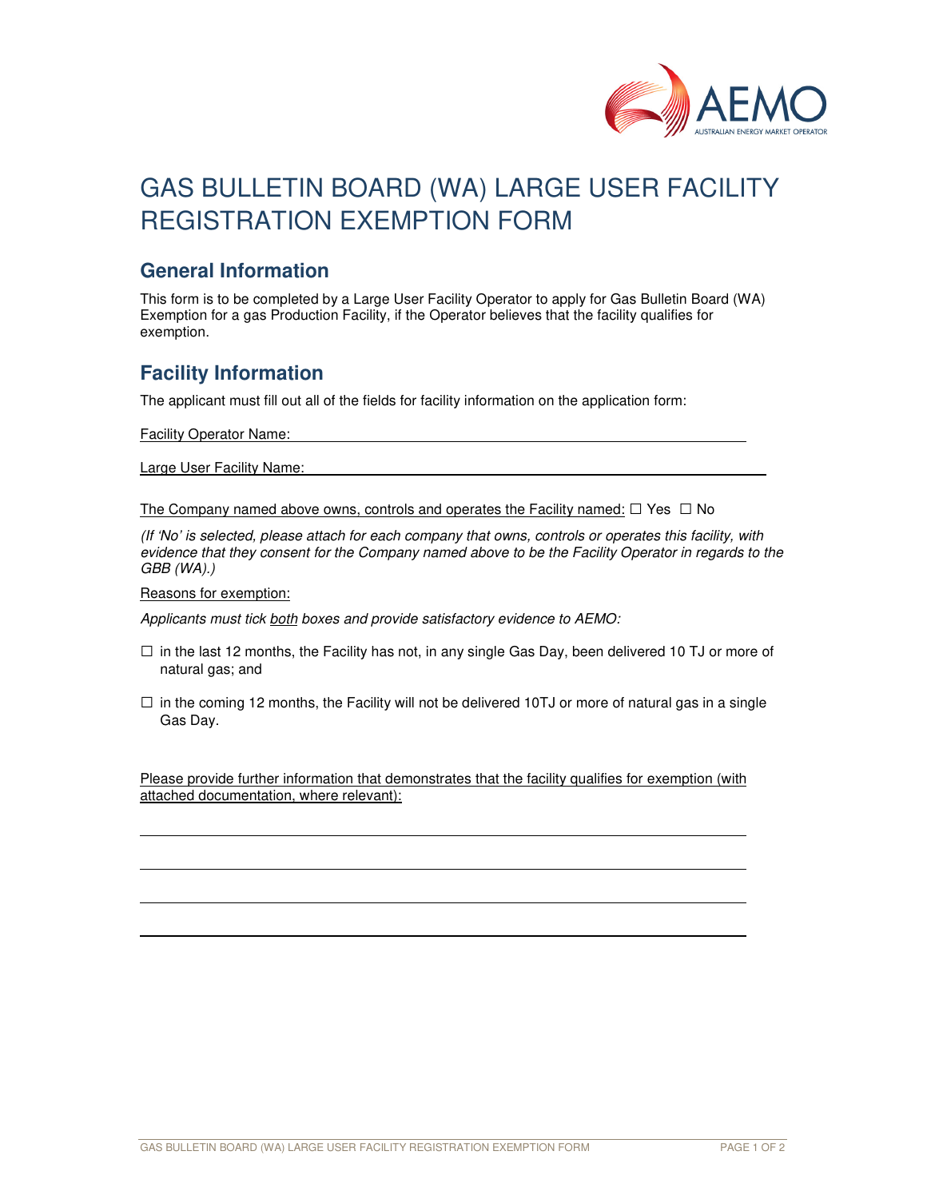# GAS BULLETIN BOARD (WA) LARGE USER FACILITY REGISTRATION EXEMPTION FORM

## General Information

This form is to be completed by a Large User Facility Operator to apply for Gas Bulletin Board (WA) Exemption for a gas Production Facility, if the Operator believes that the facility qualifies for exemption.

## Facility Information

The applicant must fill out all of the fields for facility information on the application form:

Facility Operator Name: \_\_\_\_\_\_\_\_\_\_\_\_\_\_\_\_\_\_\_\_\_\_\_\_\_\_\_\_\_\_\_\_\_\_\_\_\_\_\_\_\_\_\_\_\_\_\_\_\_\_\_\_\_\_\_\_

Large User Facility Name: \_\_\_\_\_\_\_\_\_\_\_\_\_\_\_\_\_\_\_\_\_\_\_\_\_\_\_\_\_\_\_\_\_\_\_\_\_\_\_\_\_\_\_\_\_\_\_\_\_\_\_\_\_\_\_\_

The Company named above owns, controls and operates the Facility named: ☐ Yes ☐ No

*(If 'No' is selected, please attach for each company that owns, controls or operates this facility, with evidence that they consent for the Company named above to be the Facility Operator in regards to the GBB (WA).)*

Reasons for exemption:

*Applicants must tick both boxes and provide satisfactory evidence to AEMO:*

☐ in the last 12 months, the Facility has not, in any single Gas Day, been delivered 10 TJ or more of natural gas; and

☐ in the coming 12 months, the Facility will not be delivered 10TJ or more of natural gas in a single Gas Day.

Please provide further information that demonstrates that the facility qualifies for exemption (with attached documentation, where relevant):

\_\_\_\_\_\_\_\_\_\_\_\_\_\_\_\_\_\_\_\_\_\_\_\_\_\_\_\_\_\_\_\_\_\_\_\_\_\_\_\_\_\_\_\_\_\_\_\_\_\_\_\_\_\_\_\_\_\_\_\_\_\_\_\_\_\_\_\_\_\_\_\_

\_\_\_\_\_\_\_\_\_\_\_\_\_\_\_\_\_\_\_\_\_\_\_\_\_\_\_\_\_\_\_\_\_\_\_\_\_\_\_\_\_\_\_\_\_\_\_\_\_\_\_\_\_\_\_\_\_\_\_\_\_\_\_\_\_\_\_\_\_\_\_\_

\_\_\_\_\_\_\_\_\_\_\_\_\_\_\_\_\_\_\_\_\_\_\_\_\_\_\_\_\_\_\_\_\_\_\_\_\_\_\_\_\_\_\_\_\_\_\_\_\_\_\_\_\_\_\_\_\_\_\_\_\_\_\_\_\_\_\_\_\_\_\_\_

\_\_\_\_\_\_\_\_\_\_\_\_\_\_\_\_\_\_\_\_\_\_\_\_\_\_\_\_\_\_\_\_\_\_\_\_\_\_\_\_\_\_\_\_\_\_\_\_\_\_\_\_\_\_\_\_\_\_\_\_\_\_\_\_\_\_\_\_\_\_\_\_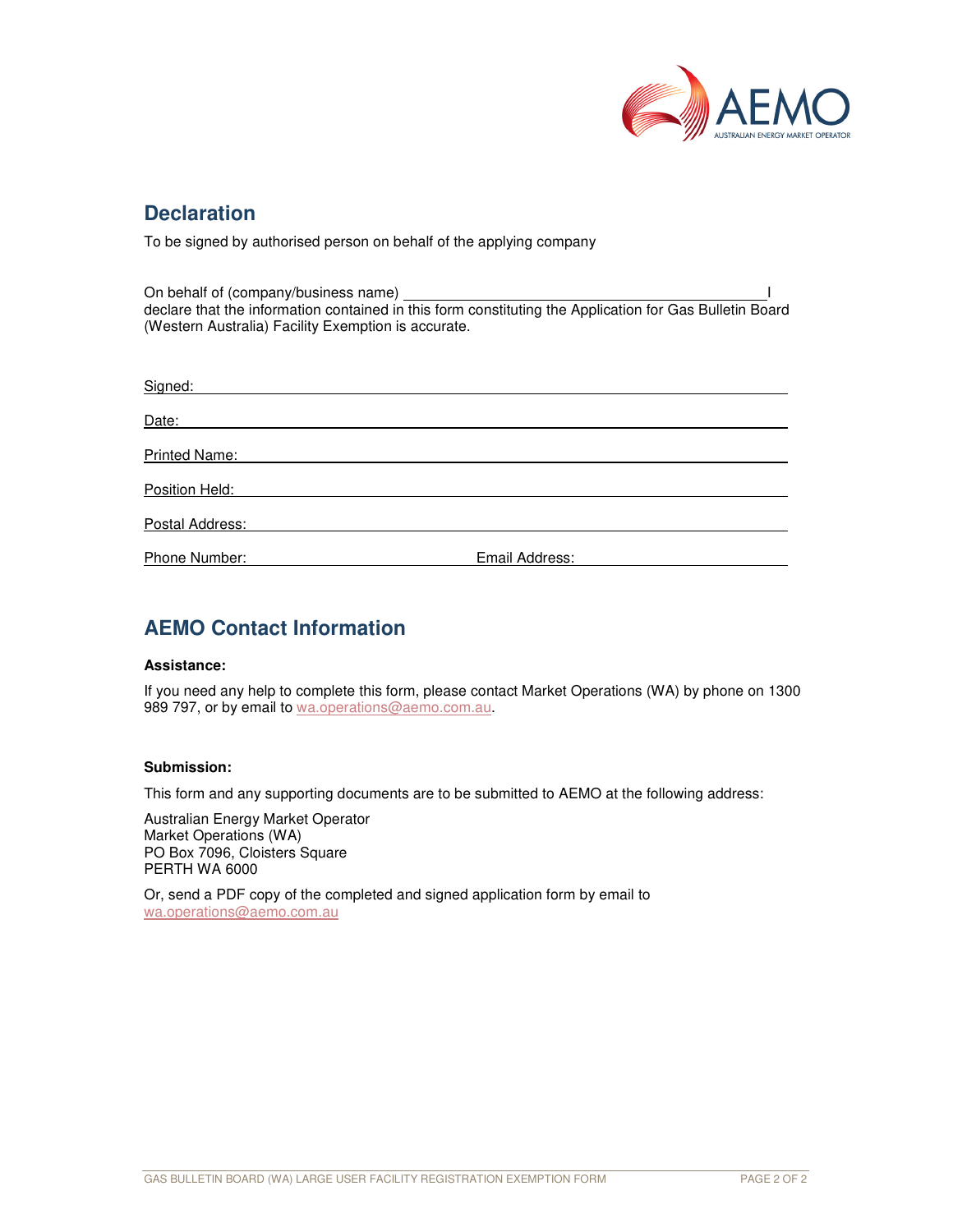## Declaration

To be signed by authorised person on behalf of the applying company

On behalf of (company/business name) _____________________________________________ I declare that the information contained in this form constituting the Application for Gas Bulletin Board (Western Australia) Facility Exemption is accurate.

Signed: ______________________________________________

Date: ______________________________________________

Printed Name: ______________________________________________

Position Held: ______________________________________________

Postal Address: ______________________________________________

Phone Number: ______________________ Email Address: ______________________

## AEMO Contact Information

**Assistance:**

If you need any help to complete this form, please contact Market Operations (WA) by phone on 1300 989 797, or by email to wa.operations@aemo.com.au.

**Submission:**

This form and any supporting documents are to be submitted to AEMO at the following address:

Australian Energy Market Operator
Market Operations (WA)
PO Box 7096, Cloisters Square
PERTH WA 6000

Or, send a PDF copy of the completed and signed application form by email to wa.operations@aemo.com.au